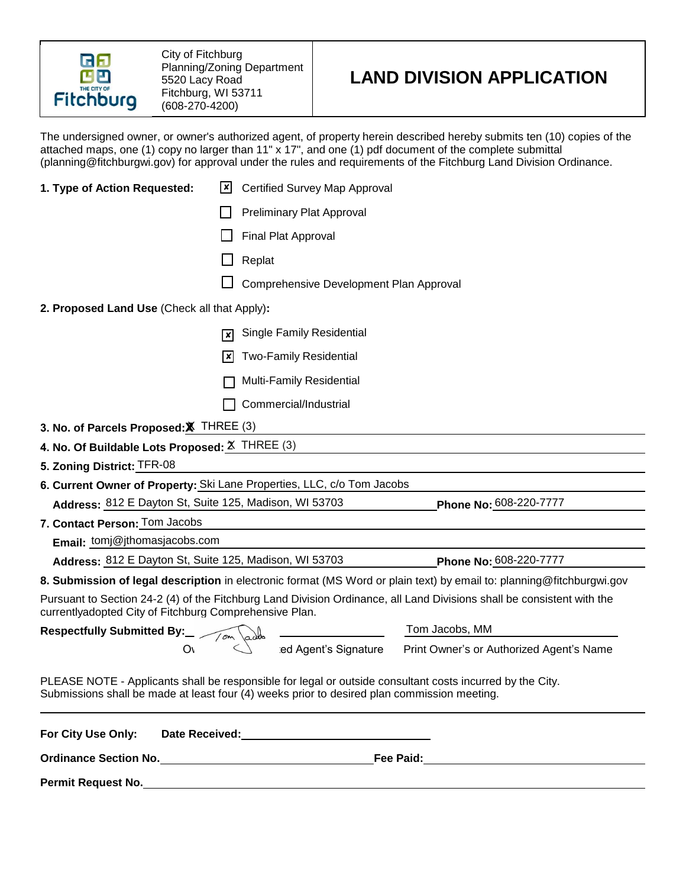City of Fitchburg
Planning/Zoning Department
5520 Lacy Road
Fitchburg, WI 53711
(608-270-4200)

# LAND DIVISION APPLICATION

The undersigned owner, or owner's authorized agent, of property herein described hereby submits ten (10) copies of the attached maps, one (1) copy no larger than 11" x 17", and one (1) pdf document of the complete submittal (planning@fitchburgwi.gov) for approval under the rules and requirements of the Fitchburg Land Division Ordinance.

**1. Type of Action Requested:**

- [x] Certified Survey Map Approval
- [ ] Preliminary Plat Approval
- [ ] Final Plat Approval
- [ ] Replat
- [ ] Comprehensive Development Plan Approval

**2. Proposed Land Use** (Check all that Apply)**:**

- [x] Single Family Residential
- [x] Two-Family Residential
- [ ] Multi-Family Residential
- [ ] Commercial/Industrial

**3. No. of Parcels Proposed:** THREE (3)

**4. No. Of Buildable Lots Proposed:** THREE (3)

**5. Zoning District:** TFR-08

**6. Current Owner of Property:** Ski Lane Properties, LLC, c/o Tom Jacobs

**Address:** 812 E Dayton St, Suite 125, Madison, WI 53703 **Phone No:** 608-220-7777

**7. Contact Person:** Tom Jacobs

**Email:** tomj@jthomasjacobs.com

**Address:** 812 E Dayton St, Suite 125, Madison, WI 53703 **Phone No:** 608-220-7777

**8. Submission of legal description** in electronic format (MS Word or plain text) by email to: planning@fitchburgwi.gov

Pursuant to Section 24-2 (4) of the Fitchburg Land Division Ordinance, all Land Divisions shall be consistent with the currentlyadopted City of Fitchburg Comprehensive Plan.

**Respectfully Submitted By:** Tom Jacobs (signature) — Tom Jacobs, MM

Owner's or Authorized Agent's Signature — Print Owner's or Authorized Agent's Name

PLEASE NOTE - Applicants shall be responsible for legal or outside consultant costs incurred by the City. Submissions shall be made at least four (4) weeks prior to desired plan commission meeting.

---

**For City Use Only:** **Date Received:** ____________________

**Ordinance Section No.** ____________________ **Fee Paid:** ____________________

**Permit Request No.** ____________________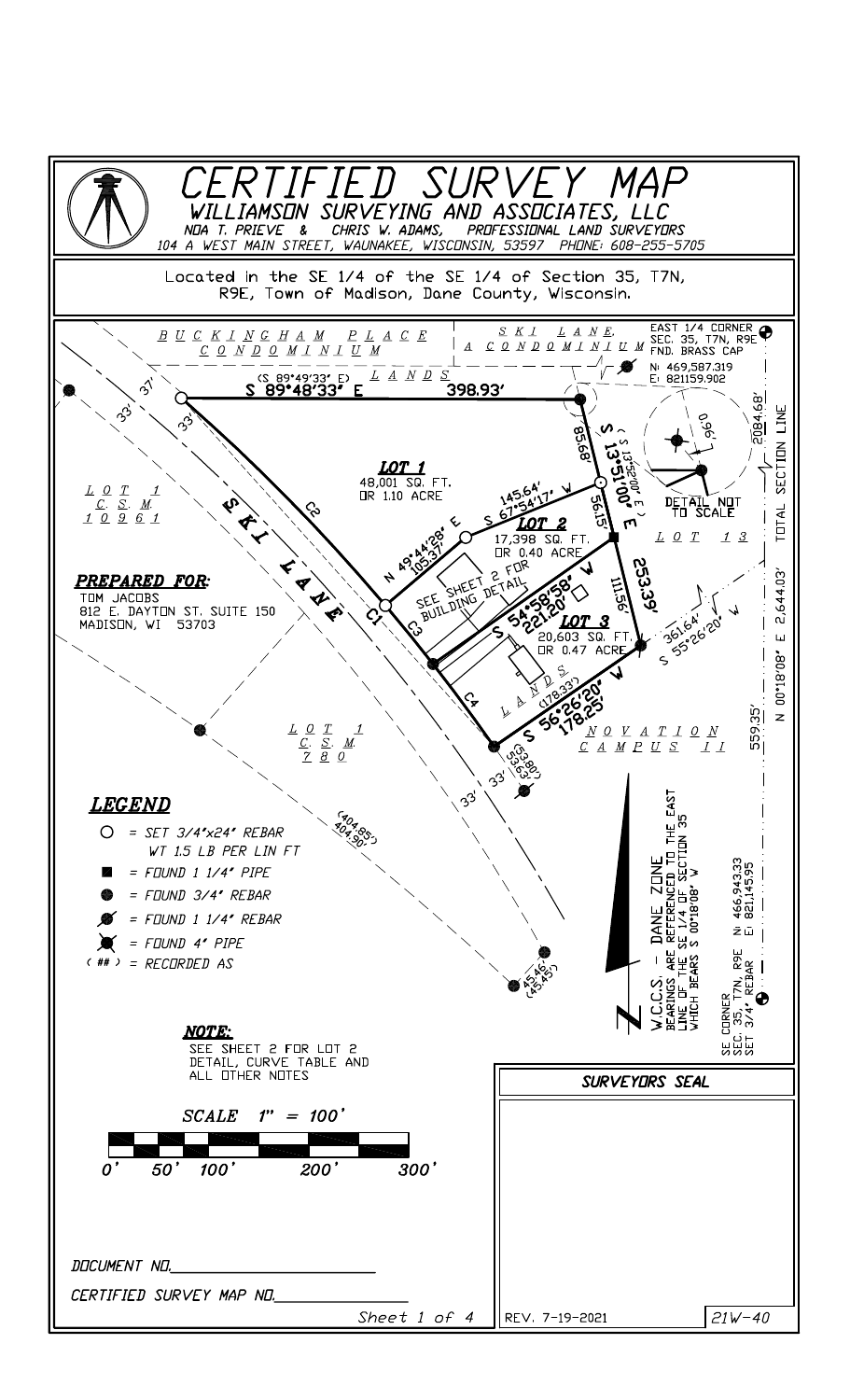# CERTIFIED SURVEY MAP

## WILLIAMSON SURVEYING AND ASSOCIATES, LLC

NOA T. PRIEVE & CHRIS W. ADAMS, PROFESSIONAL LAND SURVEYORS

104 A WEST MAIN STREET, WAUNAKEE, WISCONSIN, 53597 PHONE: 608-255-5705

Located in the SE 1/4 of the SE 1/4 of Section 35, T7N, R9E, Town of Madison, Dane County, Wisconsin.

BUCKINGHAM PLACE CONDOMINIUM

SKI LANE, A CONDOMINIUM LANDS

EAST 1/4 CORNER SEC. 35, T7N, R9E FND. BRASS CAP
N: 469,587.319
E: 821159.902

(S 89°49'33" E)
S 89°48'33" E 398.93'

37' 33' 33'

85.68'
(S 13°52'00" E)
S 13°51'00" E
56.15'
253.39'
111.56'

0.96'
DETAIL NOT TO SCALE

2084.68'
TOTAL SECTION LINE
N 00°18'08" E 2,644.03'
559.35'

**LOT 1**
48,001 SQ. FT.
OR 1.10 ACRE

145.64'
S 67°54'17" W

N 49°44'28" E
105.37'

**LOT 2**
17,398 SQ. FT.
OR 0.40 ACRE

SEE SHEET 2 FOR BUILDING DETAIL

S 54°58'58" W
221.20'

**LOT 3**
20,603 SQ. FT.
OR 0.47 ACRE

LANDS
(178.33')
S 56°26'20" W
178.25'

361.64'
S 55°26'20" W

LOT 13

NOVATION CAMPUS II

LOT 1 C.S.M. 10961

LOT 1 C.S.M. 780

SKI LANE

C1 C2 C3 C4

(53.80')
53.63'

(404.85')
404.90'

45.46'
(45.45')

**PREPARED FOR:**
TOM JACOBS
812 E. DAYTON ST. SUITE 150
MADISON, WI 53703

W.C.C.S. - DANE ZONE
BEARINGS ARE REFERENCED TO THE EAST LINE OF THE SE 1/4 OF SECTION 35 WHICH BEARS S 00°18'08" W

SE CORNER SEC. 35, T7N, R9E SET 3/4" REBAR
N: 466,943.33
E: 821,145.95

## LEGEND

- ○ = SET 3/4"x24" REBAR WT 1.5 LB PER LIN FT
- ■ = FOUND 1 1/4" PIPE
- ● = FOUND 3/4" REBAR
- = FOUND 1 1/4" REBAR
- = FOUND 4" PIPE
- ( ## ) = RECORDED AS

**NOTE:**
SEE SHEET 2 FOR LOT 2 DETAIL, CURVE TABLE AND ALL OTHER NOTES

SCALE 1" = 100'

0' 50' 100' 200' 300'

SURVEYORS SEAL

DOCUMENT NO.________________

CERTIFIED SURVEY MAP NO.____________

REV. 7-19-2021

21W-40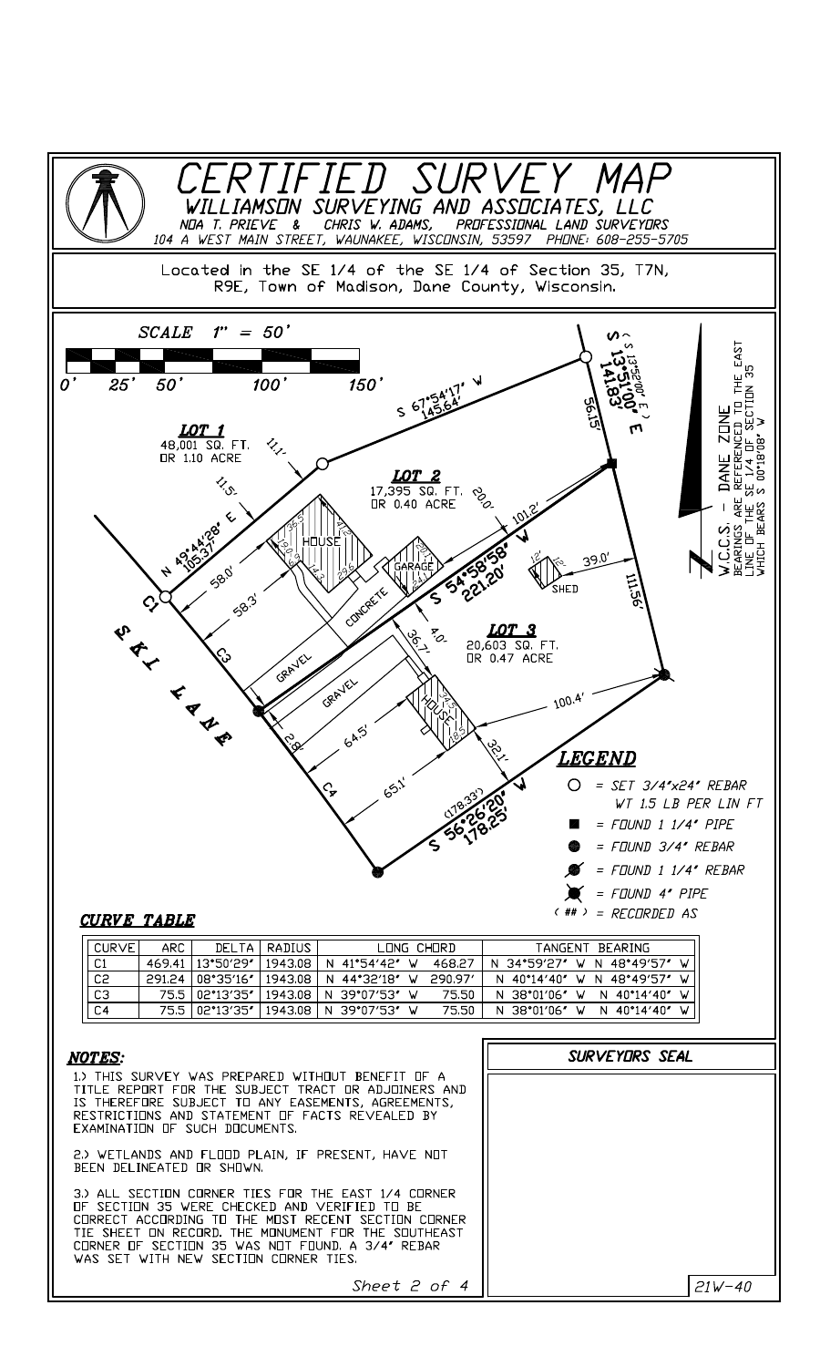# CERTIFIED SURVEY MAP

## WILLIAMSON SURVEYING AND ASSOCIATES, LLC

NOA T. PRIEVE & CHRIS W. ADAMS, PROFESSIONAL LAND SURVEYORS
104 A WEST MAIN STREET, WAUNAKEE, WISCONSIN, 53597 PHONE: 608-255-5705

Located in the SE 1/4 of the SE 1/4 of Section 35, T7N, R9E, Town of Madison, Dane County, Wisconsin.

SCALE 1" = 50'

0' 25' 50' 100' 150'

**LOT 1**
48,001 SQ. FT.
OR 1.10 ACRE

**LOT 2**
17,395 SQ. FT.
OR 0.40 ACRE

**LOT 3**
20,603 SQ. FT.
OR 0.47 ACRE

S 67°54'17" W 145.64'

S 13°51'00" E 141.83' (S 13°52'00" E)

56.15'

N 49°44'28" E 105.37'

S 54°58'58" W 221.20'

111.56'

S 56°26'20" W 178.25' (178.33')

SKI LANE

HOUSE, GARAGE, SHED, CONCRETE, GRAVEL

11.1', 11.5', 58.0', 58.3', 20.0', 101.2', 39.0', 4.0', 36.7', 100.4', 64.5', 65.1', 32.1', 2.8'

W.C.C.S. - DANE ZONE
BEARINGS ARE REFERENCED TO THE EAST LINE OF THE SE 1/4 OF SECTION 35 WHICH BEARS S 00°18'08" W

## LEGEND

- ○ = SET 3/4"x24" REBAR WT 1.5 LB PER LIN FT
- ■ = FOUND 1 1/4" PIPE
- ● = FOUND 3/4" REBAR
- = FOUND 1 1/4" REBAR
- = FOUND 4" PIPE
- ( ## ) = RECORDED AS

## CURVE TABLE

| CURVE | ARC | DELTA | RADIUS | LONG CHORD | | TANGENT BEARING |
|---|---|---|---|---|---|---|
| C1 | 469.41 | 13°50'29" | 1943.08 | N 41°54'42" W | 468.27 | N 34°59'27" W N 48°49'57" W |
| C2 | 291.24 | 08°35'16" | 1943.08 | N 44°32'18" W | 290.97' | N 40°14'40" W N 48°49'57" W |
| C3 | 75.5 | 02°13'35" | 1943.08 | N 39°07'53" W | 75.50 | N 38°01'06" W N 40°14'40" W |
| C4 | 75.5 | 02°13'35" | 1943.08 | N 39°07'53" W | 75.50 | N 38°01'06" W N 40°14'40" W |

## NOTES:

1.) THIS SURVEY WAS PREPARED WITHOUT BENEFIT OF A TITLE REPORT FOR THE SUBJECT TRACT OR ADJOINERS AND IS THEREFORE SUBJECT TO ANY EASEMENTS, AGREEMENTS, RESTRICTIONS AND STATEMENT OF FACTS REVEALED BY EXAMINATION OF SUCH DOCUMENTS.

2.) WETLANDS AND FLOOD PLAIN, IF PRESENT, HAVE NOT BEEN DELINEATED OR SHOWN.

3.) ALL SECTION CORNER TIES FOR THE EAST 1/4 CORNER OF SECTION 35 WERE CHECKED AND VERIFIED TO BE CORRECT ACCORDING TO THE MOST RECENT SECTION CORNER TIE SHEET ON RECORD. THE MONUMENT FOR THE SOUTHEAST CORNER OF SECTION 35 WAS NOT FOUND. A 3/4" REBAR WAS SET WITH NEW SECTION CORNER TIES.

## SURVEYORS SEAL

Sheet 2 of 4

21W-40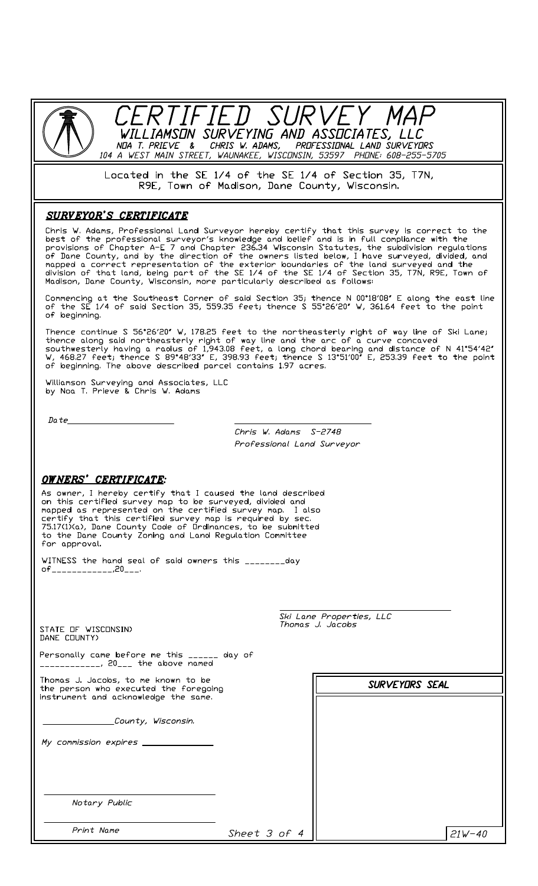# CERTIFIED SURVEY MAP

### WILLIAMSON SURVEYING AND ASSOCIATES, LLC

NOA T. PRIEVE & CHRIS W. ADAMS, PROFESSIONAL LAND SURVEYORS
104 A WEST MAIN STREET, WAUNAKEE, WISCONSIN, 53597 PHONE: 608-255-5705

Located in the SE 1/4 of the SE 1/4 of Section 35, T7N, R9E, Town of Madison, Dane County, Wisconsin.

## SURVEYOR'S CERTIFICATE

Chris W. Adams, Professional Land Surveyor hereby certify that this survey is correct to the best of the professional surveyor's knowledge and belief and is in full compliance with the provisions of Chapter A-E 7 and Chapter 236.34 Wisconsin Statutes, the subdivision regulations of Dane County, and by the direction of the owners listed below, I have surveyed, divided, and mapped a correct representation of the exterior boundaries of the land surveyed and the division of that land, being part of the SE 1/4 of the SE 1/4 of Section 35, T7N, R9E, Town of Madison, Dane County, Wisconsin, more particularly described as follows:

Commencing at the Southeast Corner of said Section 35; thence N 00°18'08" E along the east line of the SE 1/4 of said Section 35, 559.35 feet; thence S 55°26'20" W, 361.64 feet to the point of beginning.

Thence continue S 56°26'20" W, 178.25 feet to the northeasterly right of way line of Ski Lane; thence along said northeasterly right of way line and the arc of a curve concaved southwesterly having a radius of 1,943.08 feet, a long chord bearing and distance of N 41°54'42" W, 468.27 feet; thence S 89°48'33" E, 398.93 feet; thence S 13°51'00" E, 253.39 feet to the point of beginning. The above described parcel contains 1.97 acres.

Williamson Surveying and Associates, LLC
by Noa T. Prieve & Chris W. Adams

Date______________________

______________________________
Chris W. Adams S-2748
Professional Land Surveyor

## OWNERS' CERTIFICATE:

As owner, I hereby certify that I caused the land described on this certified survey map to be surveyed, divided and mapped as represented on the certified survey map. I also certify that this certified survey map is required by sec. 75.17(1)(a), Dane County Code of Ordinances, to be submitted to the Dane County Zoning and Land Regulation Committee for approval.

WITNESS the hand seal of said owners this ________day of____________,20___.

______________________________
Ski Lane Properties, LLC
Thomas J. Jacobs

STATE OF WISCONSIN)
DANE COUNTY)

Personally came before me this ______ day of ____________, 20___ the above named

Thomas J. Jacobs, to me known to be the person who executed the foregoing instrument and acknowledge the same.

______________County, Wisconsin.

My commission expires ______________

______________________________
Notary Public

______________________________
Print Name

**SURVEYORS SEAL**

21W-40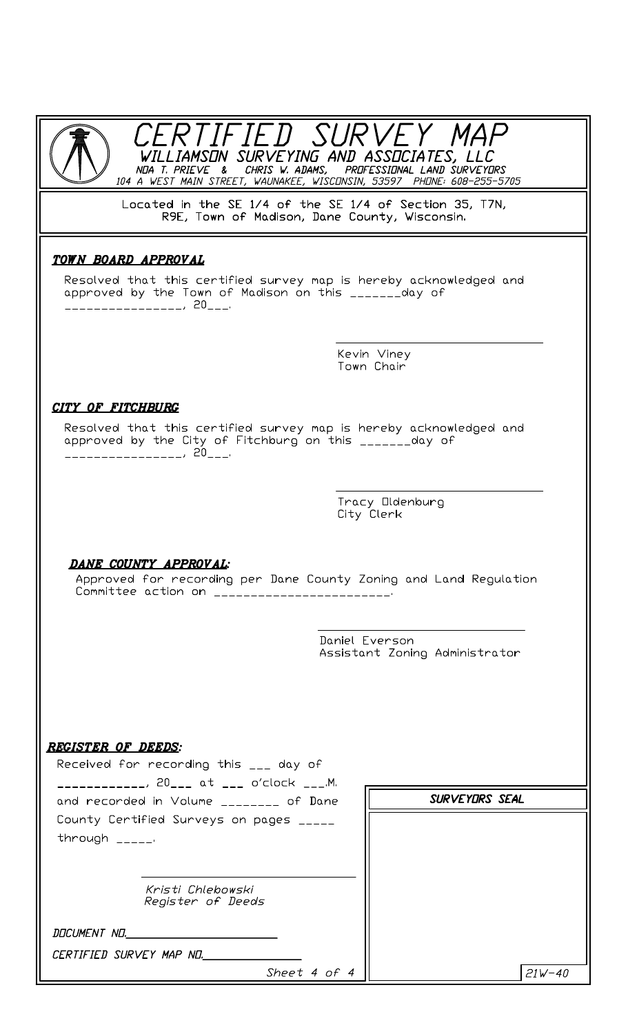# CERTIFIED SURVEY MAP

## WILLIAMSON SURVEYING AND ASSOCIATES, LLC

*NOA T. PRIEVE & CHRIS W. ADAMS, PROFESSIONAL LAND SURVEYORS*
*104 A WEST MAIN STREET, WAUNAKEE, WISCONSIN, 53597 PHONE: 608-255-5705*

Located in the SE 1/4 of the SE 1/4 of Section 35, T7N, R9E, Town of Madison, Dane County, Wisconsin.

***TOWN BOARD APPROVAL***

Resolved that this certified survey map is hereby acknowledged and approved by the Town of Madison on this _______day of ________________, 20___.

Kevin Viney
Town Chair

***CITY OF FITCHBURG***

Resolved that this certified survey map is hereby acknowledged and approved by the City of Fitchburg on this _______day of ________________, 20___.

Tracy Oldenburg
City Clerk

***DANE COUNTY APPROVAL:***

Approved for recording per Dane County Zoning and Land Regulation Committee action on _______________________.

Daniel Everson
Assistant Zoning Administrator

***REGISTER OF DEEDS:***

Received for recording this ___ day of ____________, 20___ at ___ o'clock ___.M. and recorded in Volume ________ of Dane County Certified Surveys on pages _____ through _____.

*Kristi Chlebowski*
*Register of Deeds*

*DOCUMENT NO.*_____________________

*CERTIFIED SURVEY MAP NO.*______________

***SURVEYORS SEAL***

*21W-40*